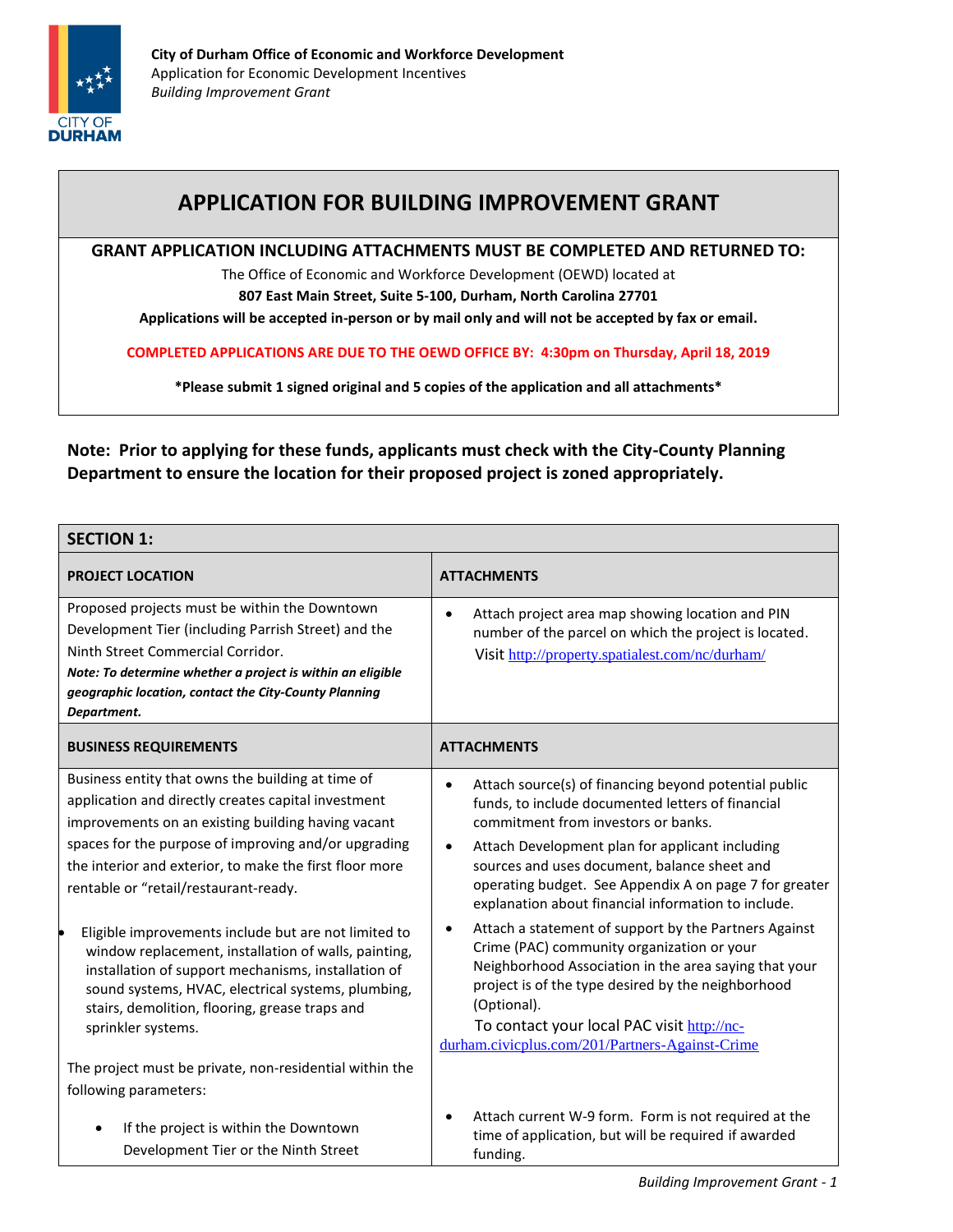**City of Durham Office of Economic and Workforce Development**
Application for Economic Development Incentives
*Building Improvement Grant*

# APPLICATION FOR BUILDING IMPROVEMENT GRANT

**GRANT APPLICATION INCLUDING ATTACHMENTS MUST BE COMPLETED AND RETURNED TO:**

The Office of Economic and Workforce Development (OEWD) located at

**807 East Main Street, Suite 5-100, Durham, North Carolina 27701**

**Applications will be accepted in-person or by mail only and will not be accepted by fax or email.**

**COMPLETED APPLICATIONS ARE DUE TO THE OEWD OFFICE BY: 4:30pm on Thursday, April 18, 2019**

***Please submit 1 signed original and 5 copies of the application and all attachments***

**Note: Prior to applying for these funds, applicants must check with the City-County Planning Department to ensure the location for their proposed project is zoned appropriately.**

| **SECTION 1:** | |
|---|---|
| **PROJECT LOCATION** | **ATTACHMENTS** |
| Proposed projects must be within the Downtown Development Tier (including Parrish Street) and the Ninth Street Commercial Corridor.<br>***Note: To determine whether a project is within an eligible geographic location, contact the City-County Planning Department.*** | • Attach project area map showing location and PIN number of the parcel on which the project is located. Visit http://property.spatialest.com/nc/durham/ |
| **BUSINESS REQUIREMENTS** | **ATTACHMENTS** |
| Business entity that owns the building at time of application and directly creates capital investment improvements on an existing building having vacant spaces for the purpose of improving and/or upgrading the interior and exterior, to make the first floor more rentable or "retail/restaurant-ready.<br><br>• Eligible improvements include but are not limited to window replacement, installation of walls, painting, installation of support mechanisms, installation of sound systems, HVAC, electrical systems, plumbing, stairs, demolition, flooring, grease traps and sprinkler systems.<br><br>The project must be private, non-residential within the following parameters:<br><br>• If the project is within the Downtown Development Tier or the Ninth Street | • Attach source(s) of financing beyond potential public funds, to include documented letters of financial commitment from investors or banks.<br>• Attach Development plan for applicant including sources and uses document, balance sheet and operating budget. See Appendix A on page 7 for greater explanation about financial information to include.<br>• Attach a statement of support by the Partners Against Crime (PAC) community organization or your Neighborhood Association in the area saying that your project is of the type desired by the neighborhood (Optional).<br>To contact your local PAC visit http://nc-durham.civicplus.com/201/Partners-Against-Crime<br><br>• Attach current W-9 form. Form is not required at the time of application, but will be required if awarded funding. |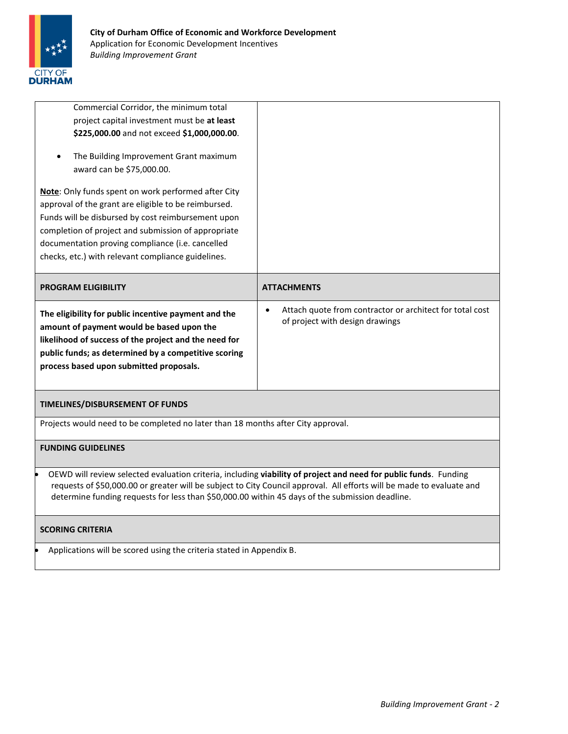| | |
|---|---|
| Commercial Corridor, the minimum total project capital investment must be **at least $225,000.00** and not exceed **$1,000,000.00**.<br><br>• The Building Improvement Grant maximum award can be $75,000.00.<br><br>__**Note**__: Only funds spent on work performed after City approval of the grant are eligible to be reimbursed. Funds will be disbursed by cost reimbursement upon completion of project and submission of appropriate documentation proving compliance (i.e. cancelled checks, etc.) with relevant compliance guidelines. | |
| **PROGRAM ELIGIBILITY** | **ATTACHMENTS** |
| **The eligibility for public incentive payment and the amount of payment would be based upon the likelihood of success of the project and the need for public funds; as determined by a competitive scoring process based upon submitted proposals.** | • Attach quote from contractor or architect for total cost of project with design drawings |

**TIMELINES/DISBURSEMENT OF FUNDS**

Projects would need to be completed no later than 18 months after City approval.

**FUNDING GUIDELINES**

- OEWD will review selected evaluation criteria, including **viability of project and need for public funds**. Funding requests of $50,000.00 or greater will be subject to City Council approval. All efforts will be made to evaluate and determine funding requests for less than $50,000.00 within 45 days of the submission deadline.

**SCORING CRITERIA**

- Applications will be scored using the criteria stated in Appendix B.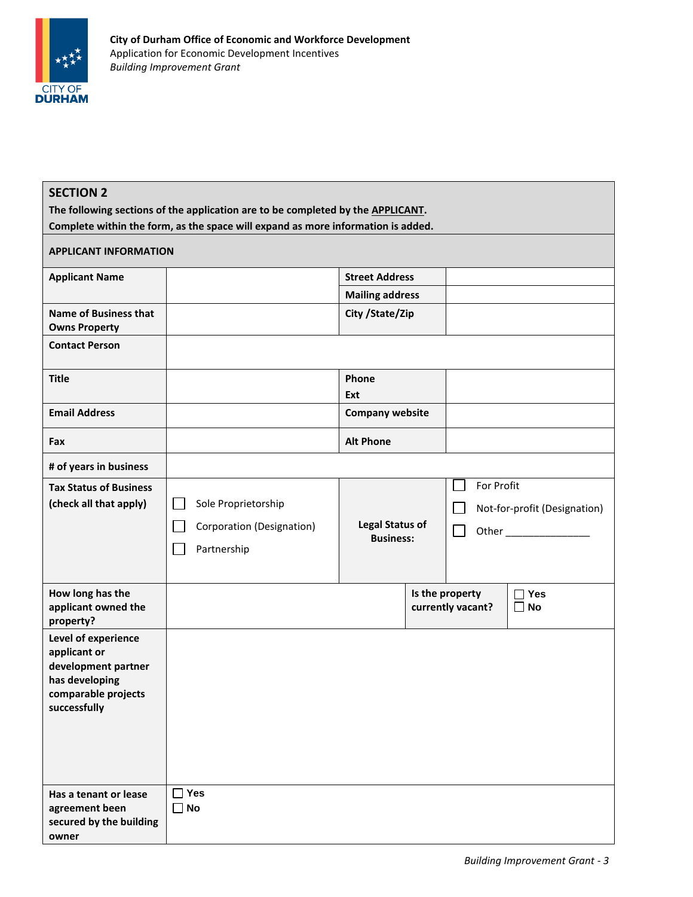City of Durham Office of Economic and Workforce Development
Application for Economic Development Incentives
*Building Improvement Grant*

## SECTION 2

**The following sections of the application are to be completed by the APPLICANT.**
**Complete within the form, as the space will expand as more information is added.**

### APPLICANT INFORMATION

| | | | |
|---|---|---|---|
| **Applicant Name** | | **Street Address** | |
| | | **Mailing address** | |
| **Name of Business that Owns Property** | | **City /State/Zip** | |
| **Contact Person** | | | |
| **Title** | | **Phone** **Ext** | |
| **Email Address** | | **Company website** | |
| **Fax** | | **Alt Phone** | |
| **# of years in business** | | | |
| **Tax Status of Business (check all that apply)** | ☐ Sole Proprietorship ☐ Corporation (Designation) ☐ Partnership | **Legal Status of Business:** | ☐ For Profit ☐ Not-for-profit (Designation) ☐ Other _______________ |
| **How long has the applicant owned the property?** | | **Is the property currently vacant?** | ☐ Yes ☐ No |
| **Level of experience applicant or development partner has developing comparable projects successfully** | | | |
| **Has a tenant or lease agreement been secured by the building owner** | ☐ Yes ☐ No | | |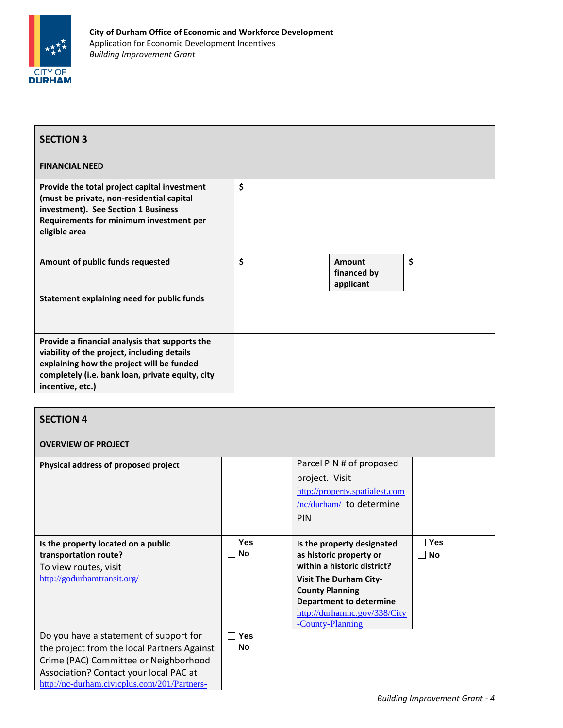## SECTION 3

### FINANCIAL NEED

| | | | |
|---|---|---|---|
| **Provide the total project capital investment (must be private, non-residential capital investment). See Section 1 Business Requirements for minimum investment per eligible area** | $ | | |
| **Amount of public funds requested** | $ | **Amount financed by applicant** | $ |
| **Statement explaining need for public funds** | | | |
| **Provide a financial analysis that supports the viability of the project, including details explaining how the project will be funded completely (i.e. bank loan, private equity, city incentive, etc.)** | | | |

## SECTION 4

### OVERVIEW OF PROJECT

| | | | |
|---|---|---|---|
| **Physical address of proposed project** | | Parcel PIN # of proposed project. Visit http://property.spatialest.com/nc/durham/ to determine PIN | |
| **Is the property located on a public transportation route?** To view routes, visit http://godurhamtransit.org/ | ☐ **Yes** ☐ **No** | **Is the property designated as historic property or within a historic district? Visit The Durham City-County Planning Department to determine** http://durhamnc.gov/338/City-County-Planning | ☐ **Yes** ☐ **No** |
| Do you have a statement of support for the project from the local Partners Against Crime (PAC) Committee or Neighborhood Association? Contact your local PAC at http://nc-durham.civicplus.com/201/Partners- | ☐ **Yes** ☐ **No** | | |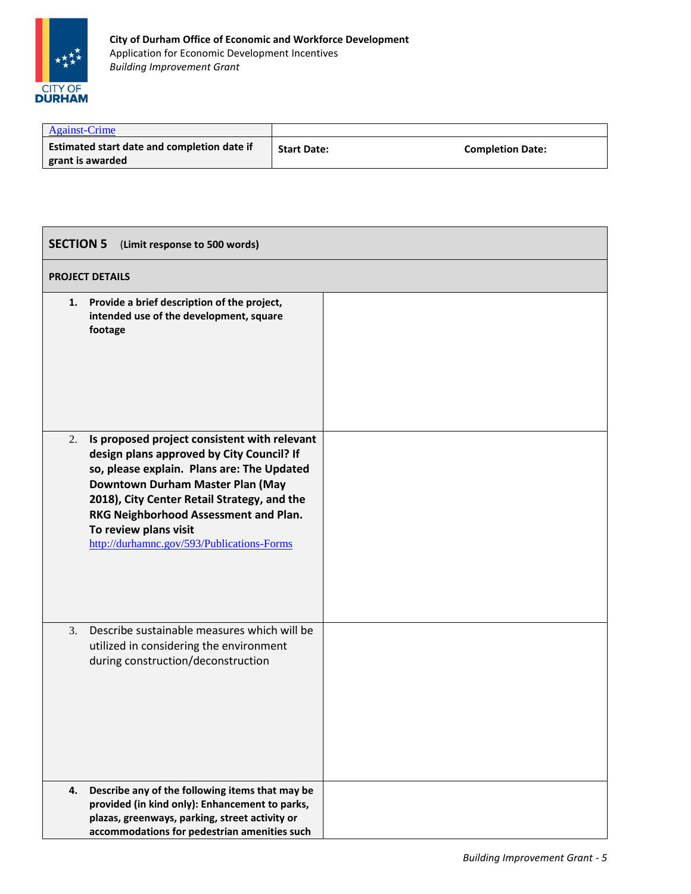| Against-Crime | | |
|---|---|---|
| **Estimated start date and completion date if grant is awarded** | **Start Date:** | **Completion Date:** |

| **SECTION 5** (**Limit response to 500 words**) | |
|---|---|
| **PROJECT DETAILS** | |
| **1. Provide a brief description of the project, intended use of the development, square footage** | |
| 2. **Is proposed project consistent with relevant design plans approved by City Council? If so, please explain. Plans are: The Updated Downtown Durham Master Plan (May 2018), City Center Retail Strategy, and the RKG Neighborhood Assessment and Plan. To review plans visit** http://durhamnc.gov/593/Publications-Forms | |
| 3. Describe sustainable measures which will be utilized in considering the environment during construction/deconstruction | |
| **4. Describe any of the following items that may be provided (in kind only): Enhancement to parks, plazas, greenways, parking, street activity or accommodations for pedestrian amenities such** | |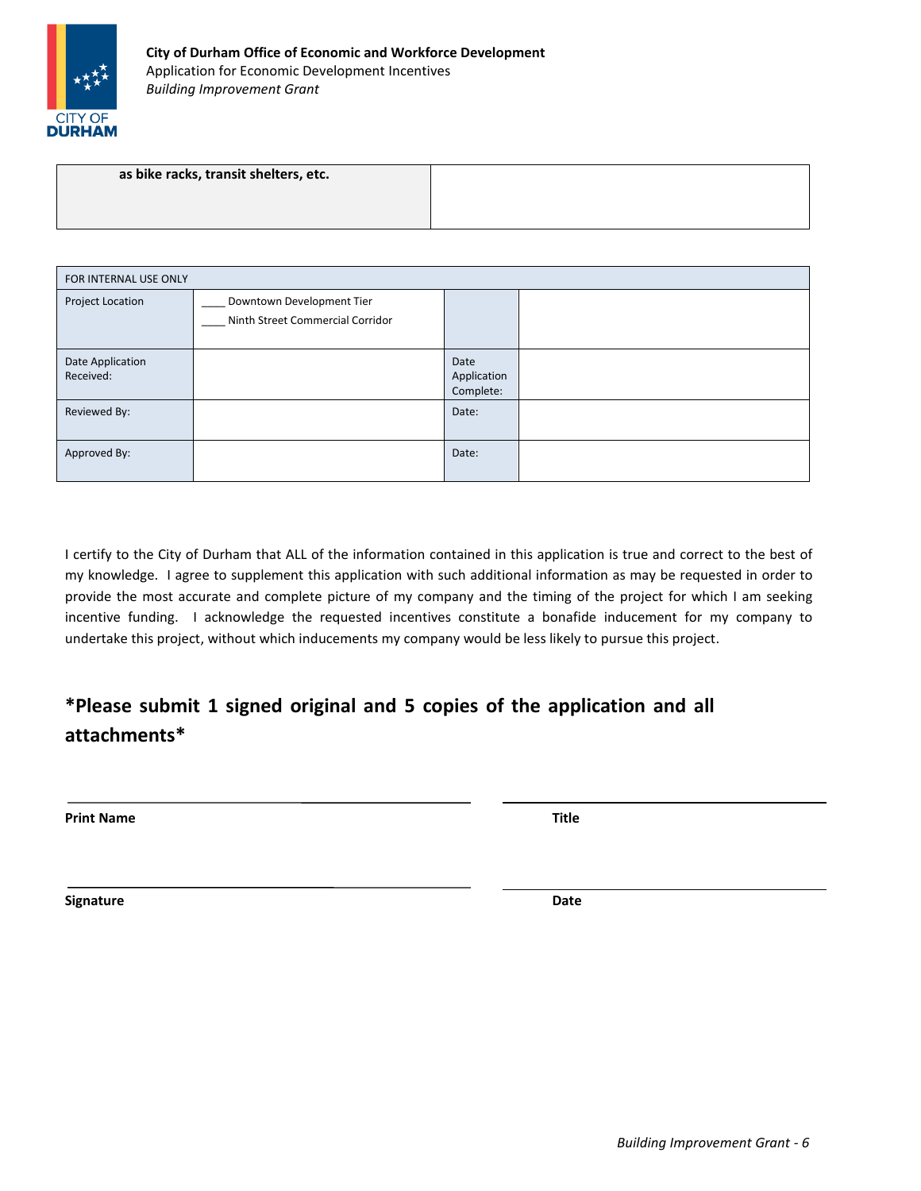| **as bike racks, transit shelters, etc.** | |
|---|---|

| FOR INTERNAL USE ONLY | | | |
|---|---|---|---|
| Project Location | ____ Downtown Development Tier<br>____ Ninth Street Commercial Corridor | | |
| Date Application Received: | | Date Application Complete: | |
| Reviewed By: | | Date: | |
| Approved By: | | Date: | |

I certify to the City of Durham that ALL of the information contained in this application is true and correct to the best of my knowledge. I agree to supplement this application with such additional information as may be requested in order to provide the most accurate and complete picture of my company and the timing of the project for which I am seeking incentive funding. I acknowledge the requested incentives constitute a bonafide inducement for my company to undertake this project, without which inducements my company would be less likely to pursue this project.

## *Please submit 1 signed original and 5 copies of the application and all attachments*

______________________________ ______________________________

**Print Name** **Title**

______________________________ ______________________________

**Signature** **Date**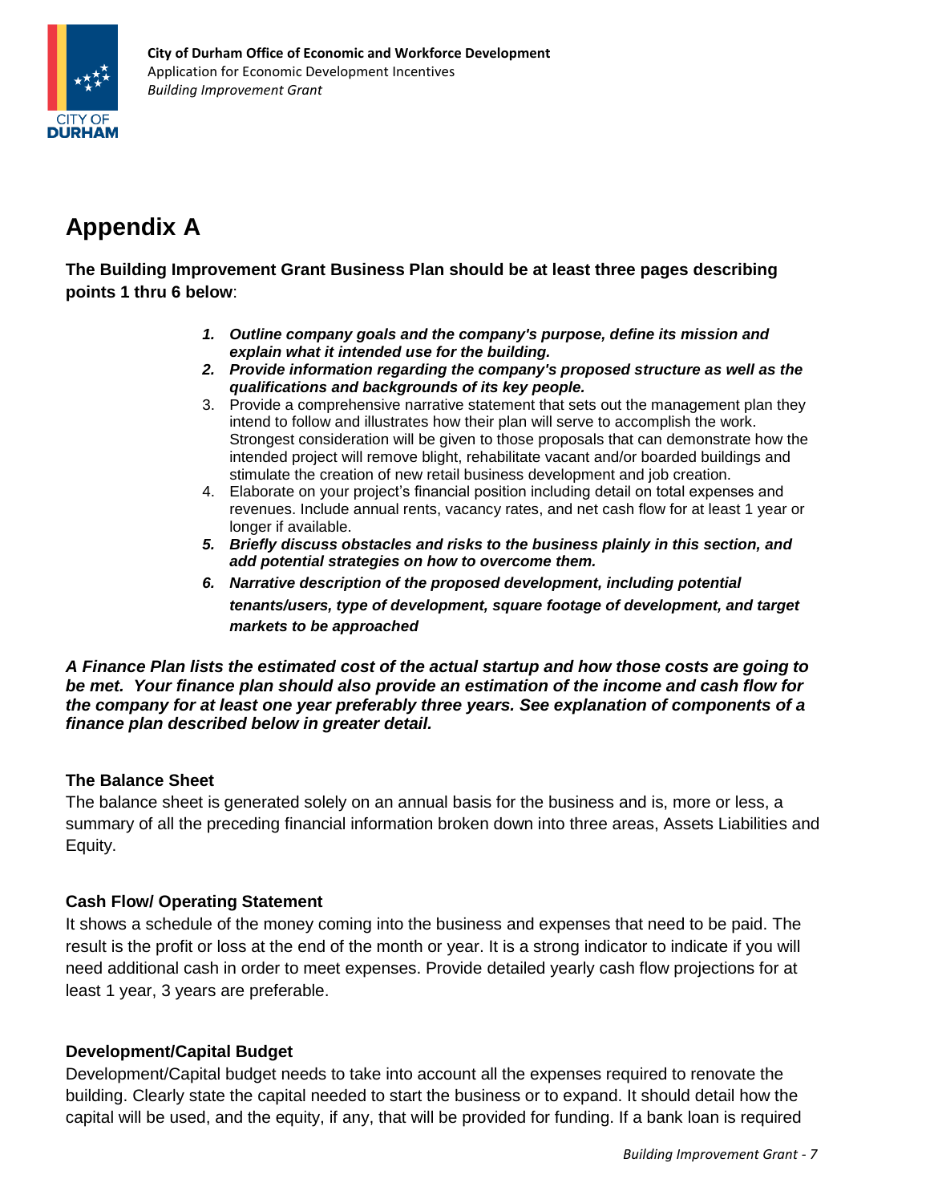# Appendix A

**The Building Improvement Grant Business Plan should be at least three pages describing points 1 thru 6 below**:

1. ***Outline company goals and the company's purpose, define its mission and explain what it intended use for the building.***
2. ***Provide information regarding the company's proposed structure as well as the qualifications and backgrounds of its key people.***
3. Provide a comprehensive narrative statement that sets out the management plan they intend to follow and illustrates how their plan will serve to accomplish the work. Strongest consideration will be given to those proposals that can demonstrate how the intended project will remove blight, rehabilitate vacant and/or boarded buildings and stimulate the creation of new retail business development and job creation.
4. Elaborate on your project's financial position including detail on total expenses and revenues. Include annual rents, vacancy rates, and net cash flow for at least 1 year or longer if available.
5. ***Briefly discuss obstacles and risks to the business plainly in this section, and add potential strategies on how to overcome them.***
6. ***Narrative description of the proposed development, including potential tenants/users, type of development, square footage of development, and target markets to be approached***

***A Finance Plan lists the estimated cost of the actual startup and how those costs are going to be met. Your finance plan should also provide an estimation of the income and cash flow for the company for at least one year preferably three years. See explanation of components of a finance plan described below in greater detail.***

**The Balance Sheet**

The balance sheet is generated solely on an annual basis for the business and is, more or less, a summary of all the preceding financial information broken down into three areas, Assets Liabilities and Equity.

**Cash Flow/ Operating Statement**

It shows a schedule of the money coming into the business and expenses that need to be paid. The result is the profit or loss at the end of the month or year. It is a strong indicator to indicate if you will need additional cash in order to meet expenses. Provide detailed yearly cash flow projections for at least 1 year, 3 years are preferable.

**Development/Capital Budget**

Development/Capital budget needs to take into account all the expenses required to renovate the building. Clearly state the capital needed to start the business or to expand. It should detail how the capital will be used, and the equity, if any, that will be provided for funding. If a bank loan is required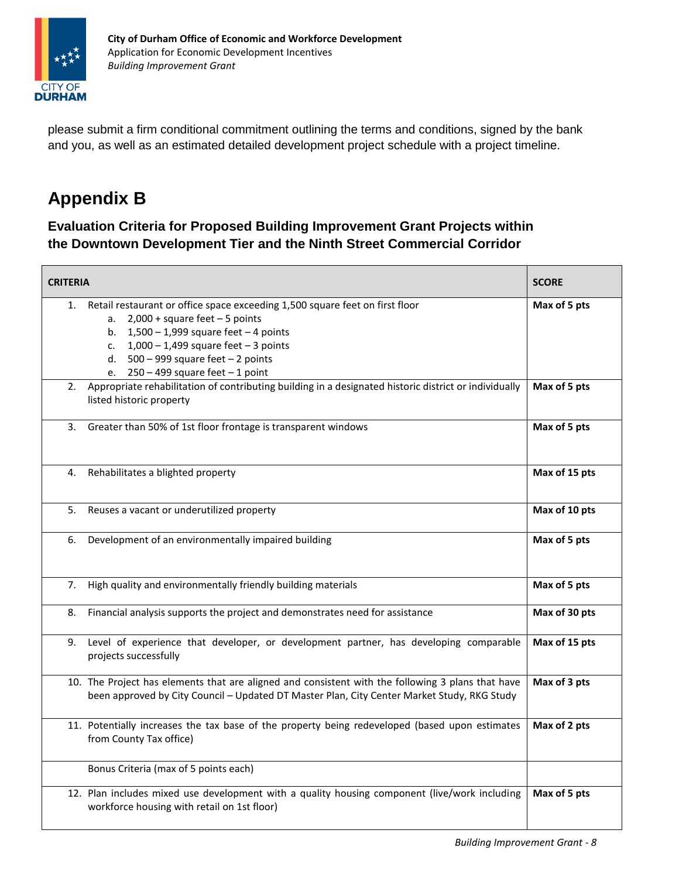please submit a firm conditional commitment outlining the terms and conditions, signed by the bank and you, as well as an estimated detailed development project schedule with a project timeline.

# Appendix B

### Evaluation Criteria for Proposed Building Improvement Grant Projects within the Downtown Development Tier and the Ninth Street Commercial Corridor

| CRITERIA | SCORE |
|---|---|
| 1. Retail restaurant or office space exceeding 1,500 square feet on first floor<br>a. 2,000 + square feet – 5 points<br>b. 1,500 – 1,999 square feet – 4 points<br>c. 1,000 – 1,499 square feet – 3 points<br>d. 500 – 999 square feet – 2 points<br>e. 250 – 499 square feet – 1 point | **Max of 5 pts** |
| 2. Appropriate rehabilitation of contributing building in a designated historic district or individually listed historic property | **Max of 5 pts** |
| 3. Greater than 50% of 1st floor frontage is transparent windows | **Max of 5 pts** |
| 4. Rehabilitates a blighted property | **Max of 15 pts** |
| 5. Reuses a vacant or underutilized property | **Max of 10 pts** |
| 6. Development of an environmentally impaired building | **Max of 5 pts** |
| 7. High quality and environmentally friendly building materials | **Max of 5 pts** |
| 8. Financial analysis supports the project and demonstrates need for assistance | **Max of 30 pts** |
| 9. Level of experience that developer, or development partner, has developing comparable projects successfully | **Max of 15 pts** |
| 10. The Project has elements that are aligned and consistent with the following 3 plans that have been approved by City Council – Updated DT Master Plan, City Center Market Study, RKG Study | **Max of 3 pts** |
| 11. Potentially increases the tax base of the property being redeveloped (based upon estimates from County Tax office) | **Max of 2 pts** |
| Bonus Criteria (max of 5 points each) | |
| 12. Plan includes mixed use development with a quality housing component (live/work including workforce housing with retail on 1st floor) | **Max of 5 pts** |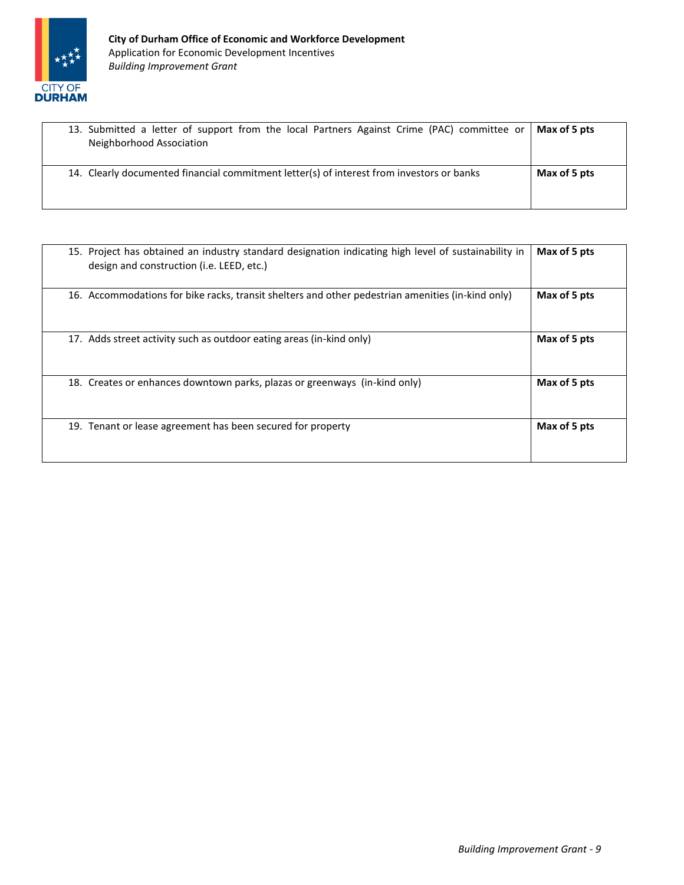| | |
|---|---|
| 13. Submitted a letter of support from the local Partners Against Crime (PAC) committee or Neighborhood Association | **Max of 5 pts** |
| 14. Clearly documented financial commitment letter(s) of interest from investors or banks | **Max of 5 pts** |

| | |
|---|---|
| 15. Project has obtained an industry standard designation indicating high level of sustainability in design and construction (i.e. LEED, etc.) | **Max of 5 pts** |
| 16. Accommodations for bike racks, transit shelters and other pedestrian amenities (in-kind only) | **Max of 5 pts** |
| 17. Adds street activity such as outdoor eating areas (in-kind only) | **Max of 5 pts** |
| 18. Creates or enhances downtown parks, plazas or greenways (in-kind only) | **Max of 5 pts** |
| 19. Tenant or lease agreement has been secured for property | **Max of 5 pts** |